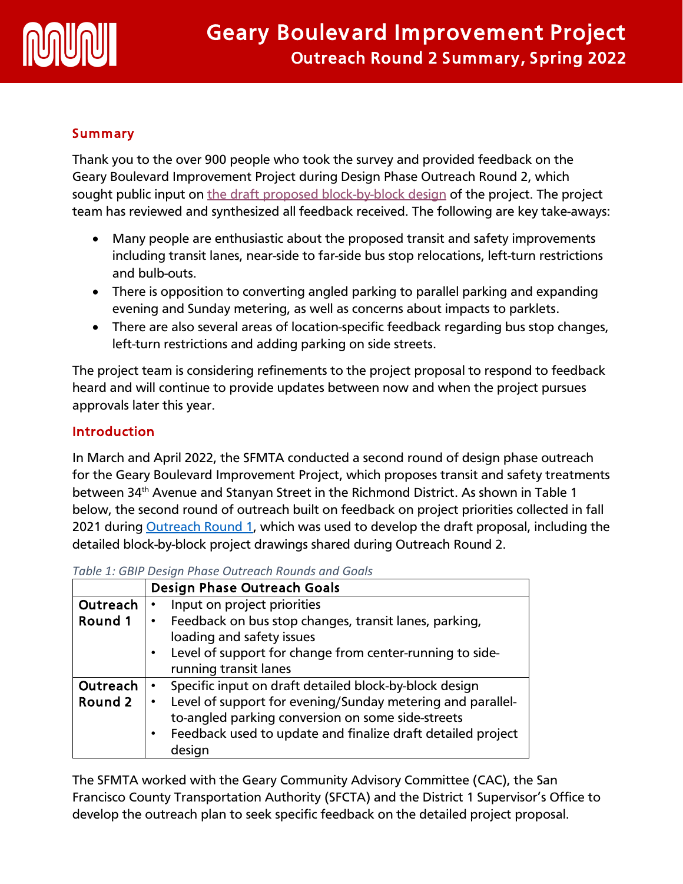# Geary Boulevard Improvement Project

## Outreach Round 2 Summary, Spring 2022

### Summary

Thank you to the over 900 people who took the survey and provided feedback on the Geary Boulevard Improvement Project during Design Phase Outreach Round 2, which sought public input on [the draft proposed block-by-block design] of the project. The project team has reviewed and synthesized all feedback received. The following are key take-aways:

- Many people are enthusiastic about the proposed transit and safety improvements including transit lanes, near-side to far-side bus stop relocations, left-turn restrictions and bulb-outs.
- There is opposition to converting angled parking to parallel parking and expanding evening and Sunday metering, as well as concerns about impacts to parklets.
- There are also several areas of location-specific feedback regarding bus stop changes, left-turn restrictions and adding parking on side streets.

The project team is considering refinements to the project proposal to respond to feedback heard and will continue to provide updates between now and when the project pursues approvals later this year.

### Introduction

In March and April 2022, the SFMTA conducted a second round of design phase outreach for the Geary Boulevard Improvement Project, which proposes transit and safety treatments between 34th Avenue and Stanyan Street in the Richmond District. As shown in Table 1 below, the second round of outreach built on feedback on project priorities collected in fall 2021 during [Outreach Round 1], which was used to develop the draft proposal, including the detailed block-by-block project drawings shared during Outreach Round 2.

*Table 1: GBIP Design Phase Outreach Rounds and Goals*

| | Design Phase Outreach Goals |
|---|---|
| **Outreach Round 1** | • Input on project priorities<br>• Feedback on bus stop changes, transit lanes, parking, loading and safety issues<br>• Level of support for change from center-running to side-running transit lanes |
| **Outreach Round 2** | • Specific input on draft detailed block-by-block design<br>• Level of support for evening/Sunday metering and parallel-to-angled parking conversion on some side-streets<br>• Feedback used to update and finalize draft detailed project design |

The SFMTA worked with the Geary Community Advisory Committee (CAC), the San Francisco County Transportation Authority (SFCTA) and the District 1 Supervisor's Office to develop the outreach plan to seek specific feedback on the detailed project proposal.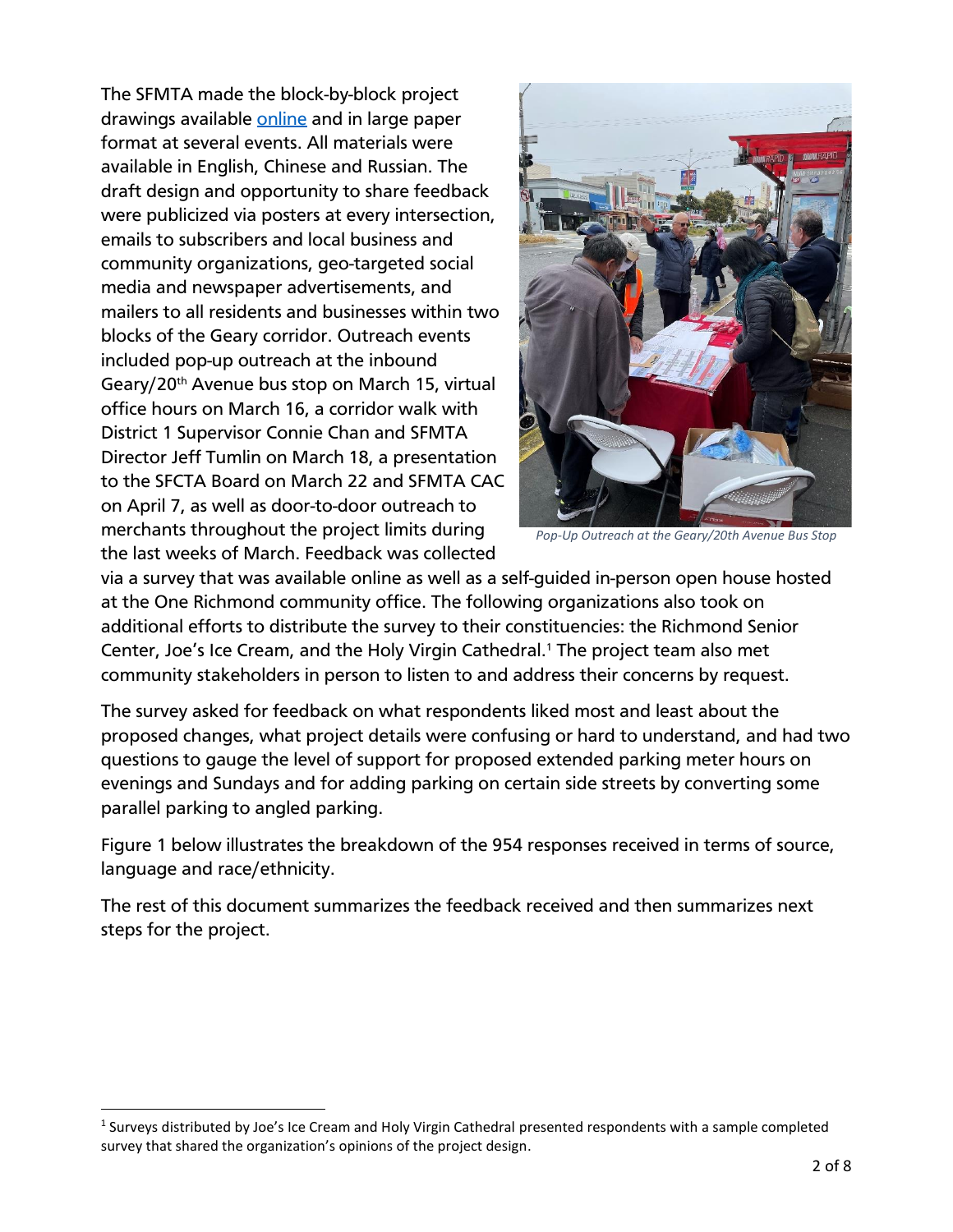The SFMTA made the block-by-block project drawings available online and in large paper format at several events. All materials were available in English, Chinese and Russian. The draft design and opportunity to share feedback were publicized via posters at every intersection, emails to subscribers and local business and community organizations, geo-targeted social media and newspaper advertisements, and mailers to all residents and businesses within two blocks of the Geary corridor. Outreach events included pop-up outreach at the inbound Geary/20th Avenue bus stop on March 15, virtual office hours on March 16, a corridor walk with District 1 Supervisor Connie Chan and SFMTA Director Jeff Tumlin on March 18, a presentation to the SFCTA Board on March 22 and SFMTA CAC on April 7, as well as door-to-door outreach to merchants throughout the project limits during the last weeks of March. Feedback was collected via a survey that was available online as well as a self-guided in-person open house hosted at the One Richmond community office. The following organizations also took on additional efforts to distribute the survey to their constituencies: the Richmond Senior Center, Joe's Ice Cream, and the Holy Virgin Cathedral.[1] The project team also met community stakeholders in person to listen to and address their concerns by request.

*Pop-Up Outreach at the Geary/20th Avenue Bus Stop*

The survey asked for feedback on what respondents liked most and least about the proposed changes, what project details were confusing or hard to understand, and had two questions to gauge the level of support for proposed extended parking meter hours on evenings and Sundays and for adding parking on certain side streets by converting some parallel parking to angled parking.

Figure 1 below illustrates the breakdown of the 954 responses received in terms of source, language and race/ethnicity.

The rest of this document summarizes the feedback received and then summarizes next steps for the project.

---

[1] Surveys distributed by Joe's Ice Cream and Holy Virgin Cathedral presented respondents with a sample completed survey that shared the organization's opinions of the project design.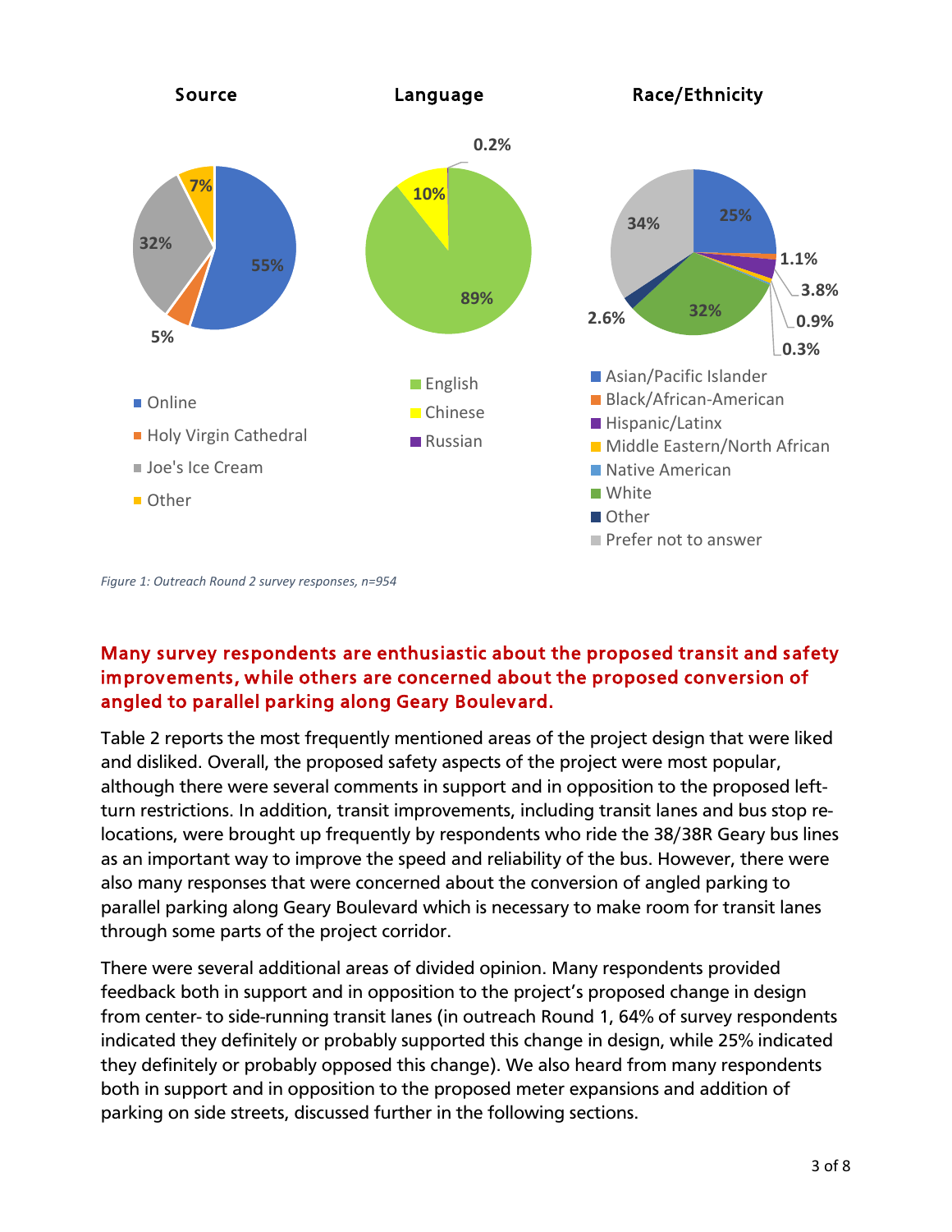**Source**

- Online: 55%
- Holy Virgin Cathedral: 5%
- Joe's Ice Cream: 32%
- Other: 7%

**Language**

- English: 89%
- Chinese: 10%
- Russian: 0.2%

**Race/Ethnicity**

- Asian/Pacific Islander: 25%
- Black/African-American: 1.1%
- Hispanic/Latinx: 3.8%
- Middle Eastern/North African: 0.9%
- Native American: 0.3%
- White: 32%
- Other: 2.6%
- Prefer not to answer: 34%

*Figure 1: Outreach Round 2 survey responses, n=954*

## Many survey respondents are enthusiastic about the proposed transit and safety improvements, while others are concerned about the proposed conversion of angled to parallel parking along Geary Boulevard.

Table 2 reports the most frequently mentioned areas of the project design that were liked and disliked. Overall, the proposed safety aspects of the project were most popular, although there were several comments in support and in opposition to the proposed left-turn restrictions. In addition, transit improvements, including transit lanes and bus stop re-locations, were brought up frequently by respondents who ride the 38/38R Geary bus lines as an important way to improve the speed and reliability of the bus. However, there were also many responses that were concerned about the conversion of angled parking to parallel parking along Geary Boulevard which is necessary to make room for transit lanes through some parts of the project corridor.

There were several additional areas of divided opinion. Many respondents provided feedback both in support and in opposition to the project's proposed change in design from center- to side-running transit lanes (in outreach Round 1, 64% of survey respondents indicated they definitely or probably supported this change in design, while 25% indicated they definitely or probably opposed this change). We also heard from many respondents both in support and in opposition to the proposed meter expansions and addition of parking on side streets, discussed further in the following sections.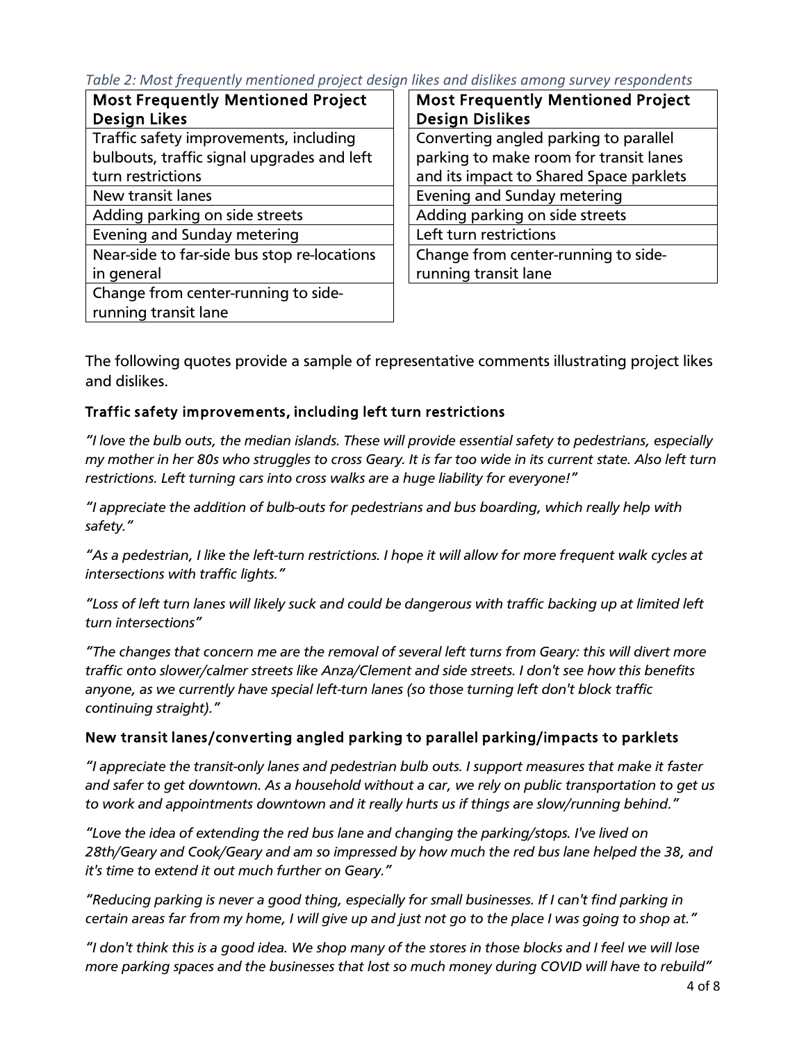*Table 2: Most frequently mentioned project design likes and dislikes among survey respondents*

| Most Frequently Mentioned Project Design Likes |
|---|
| Traffic safety improvements, including bulbouts, traffic signal upgrades and left turn restrictions |
| New transit lanes |
| Adding parking on side streets |
| Evening and Sunday metering |
| Near-side to far-side bus stop re-locations in general |
| Change from center-running to side-running transit lane |

| Most Frequently Mentioned Project Design Dislikes |
|---|
| Converting angled parking to parallel parking to make room for transit lanes and its impact to Shared Space parklets |
| Evening and Sunday metering |
| Adding parking on side streets |
| Left turn restrictions |
| Change from center-running to side-running transit lane |

The following quotes provide a sample of representative comments illustrating project likes and dislikes.

### Traffic safety improvements, including left turn restrictions

*"I love the bulb outs, the median islands. These will provide essential safety to pedestrians, especially my mother in her 80s who struggles to cross Geary. It is far too wide in its current state. Also left turn restrictions. Left turning cars into cross walks are a huge liability for everyone!"*

*"I appreciate the addition of bulb-outs for pedestrians and bus boarding, which really help with safety."*

*"As a pedestrian, I like the left-turn restrictions. I hope it will allow for more frequent walk cycles at intersections with traffic lights."*

*"Loss of left turn lanes will likely suck and could be dangerous with traffic backing up at limited left turn intersections"*

*"The changes that concern me are the removal of several left turns from Geary: this will divert more traffic onto slower/calmer streets like Anza/Clement and side streets. I don't see how this benefits anyone, as we currently have special left-turn lanes (so those turning left don't block traffic continuing straight)."*

### New transit lanes/converting angled parking to parallel parking/impacts to parklets

*"I appreciate the transit-only lanes and pedestrian bulb outs. I support measures that make it faster and safer to get downtown. As a household without a car, we rely on public transportation to get us to work and appointments downtown and it really hurts us if things are slow/running behind."*

*"Love the idea of extending the red bus lane and changing the parking/stops. I've lived on 28th/Geary and Cook/Geary and am so impressed by how much the red bus lane helped the 38, and it's time to extend it out much further on Geary."*

*"Reducing parking is never a good thing, especially for small businesses. If I can't find parking in certain areas far from my home, I will give up and just not go to the place I was going to shop at."*

*"I don't think this is a good idea. We shop many of the stores in those blocks and I feel we will lose more parking spaces and the businesses that lost so much money during COVID will have to rebuild"*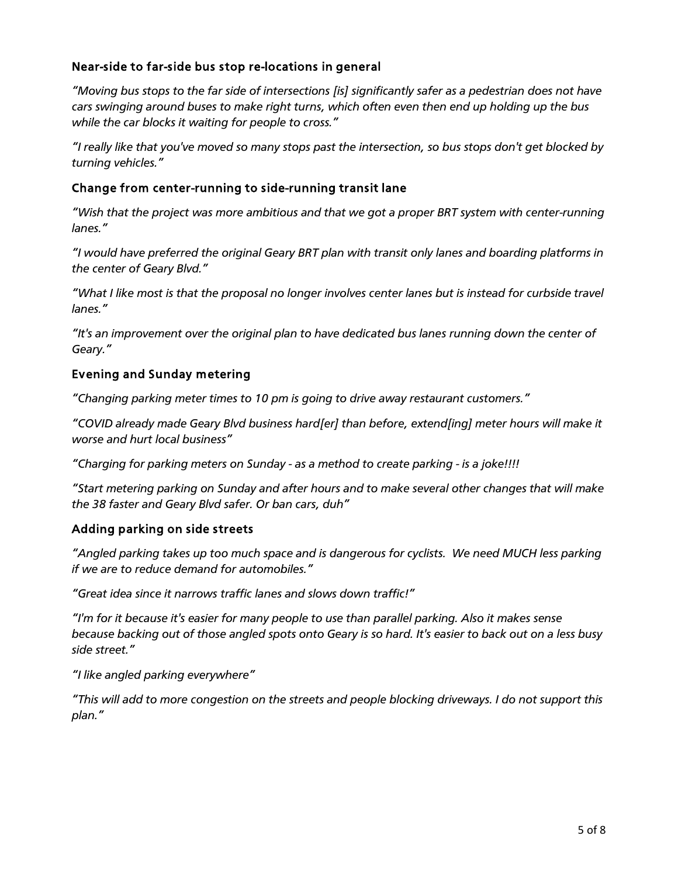### Near-side to far-side bus stop re-locations in general

*"Moving bus stops to the far side of intersections [is] significantly safer as a pedestrian does not have cars swinging around buses to make right turns, which often even then end up holding up the bus while the car blocks it waiting for people to cross."*

*"I really like that you've moved so many stops past the intersection, so bus stops don't get blocked by turning vehicles."*

### Change from center-running to side-running transit lane

*"Wish that the project was more ambitious and that we got a proper BRT system with center-running lanes."*

*"I would have preferred the original Geary BRT plan with transit only lanes and boarding platforms in the center of Geary Blvd."*

*"What I like most is that the proposal no longer involves center lanes but is instead for curbside travel lanes."*

*"It's an improvement over the original plan to have dedicated bus lanes running down the center of Geary."*

### Evening and Sunday metering

*"Changing parking meter times to 10 pm is going to drive away restaurant customers."*

*"COVID already made Geary Blvd business hard[er] than before, extend[ing] meter hours will make it worse and hurt local business"*

*"Charging for parking meters on Sunday - as a method to create parking - is a joke!!!!*

*"Start metering parking on Sunday and after hours and to make several other changes that will make the 38 faster and Geary Blvd safer. Or ban cars, duh"*

### Adding parking on side streets

*"Angled parking takes up too much space and is dangerous for cyclists. We need MUCH less parking if we are to reduce demand for automobiles."*

*"Great idea since it narrows traffic lanes and slows down traffic!"*

*"I'm for it because it's easier for many people to use than parallel parking. Also it makes sense because backing out of those angled spots onto Geary is so hard. It's easier to back out on a less busy side street."*

*"I like angled parking everywhere"*

*"This will add to more congestion on the streets and people blocking driveways. I do not support this plan."*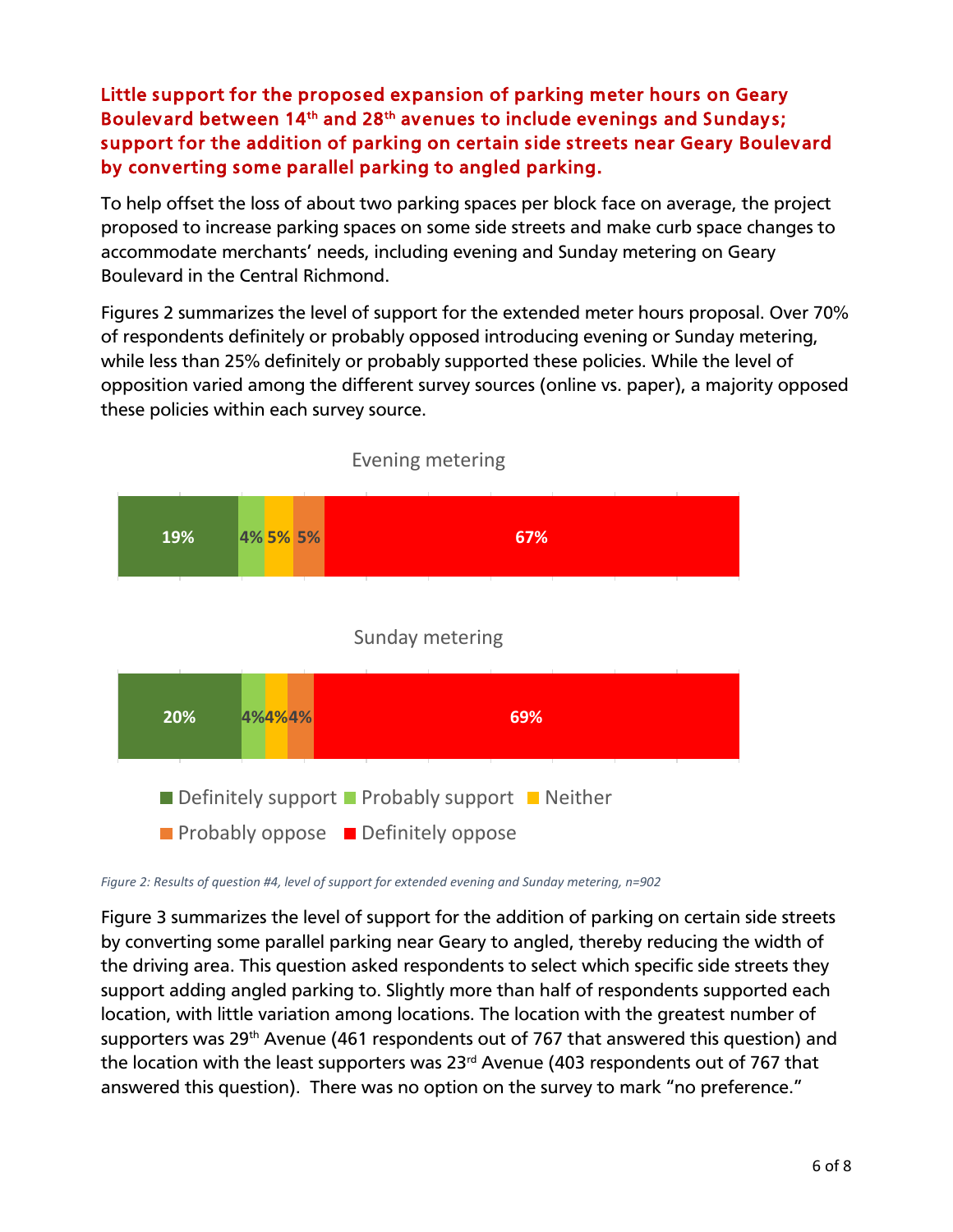## Little support for the proposed expansion of parking meter hours on Geary Boulevard between 14th and 28th avenues to include evenings and Sundays; support for the addition of parking on certain side streets near Geary Boulevard by converting some parallel parking to angled parking.

To help offset the loss of about two parking spaces per block face on average, the project proposed to increase parking spaces on some side streets and make curb space changes to accommodate merchants' needs, including evening and Sunday metering on Geary Boulevard in the Central Richmond.

Figures 2 summarizes the level of support for the extended meter hours proposal. Over 70% of respondents definitely or probably opposed introducing evening or Sunday metering, while less than 25% definitely or probably supported these policies. While the level of opposition varied among the different survey sources (online vs. paper), a majority opposed these policies within each survey source.

| | Definitely support | Probably support | Neither | Probably oppose | Definitely oppose |
|---|---|---|---|---|---|
| Evening metering | 19% | 4% | 5% | 5% | 67% |
| Sunday metering | 20% | 4% | 4% | 4% | 69% |

*Figure 2: Results of question #4, level of support for extended evening and Sunday metering, n=902*

Figure 3 summarizes the level of support for the addition of parking on certain side streets by converting some parallel parking near Geary to angled, thereby reducing the width of the driving area. This question asked respondents to select which specific side streets they support adding angled parking to. Slightly more than half of respondents supported each location, with little variation among locations. The location with the greatest number of supporters was 29th Avenue (461 respondents out of 767 that answered this question) and the location with the least supporters was 23rd Avenue (403 respondents out of 767 that answered this question). There was no option on the survey to mark "no preference."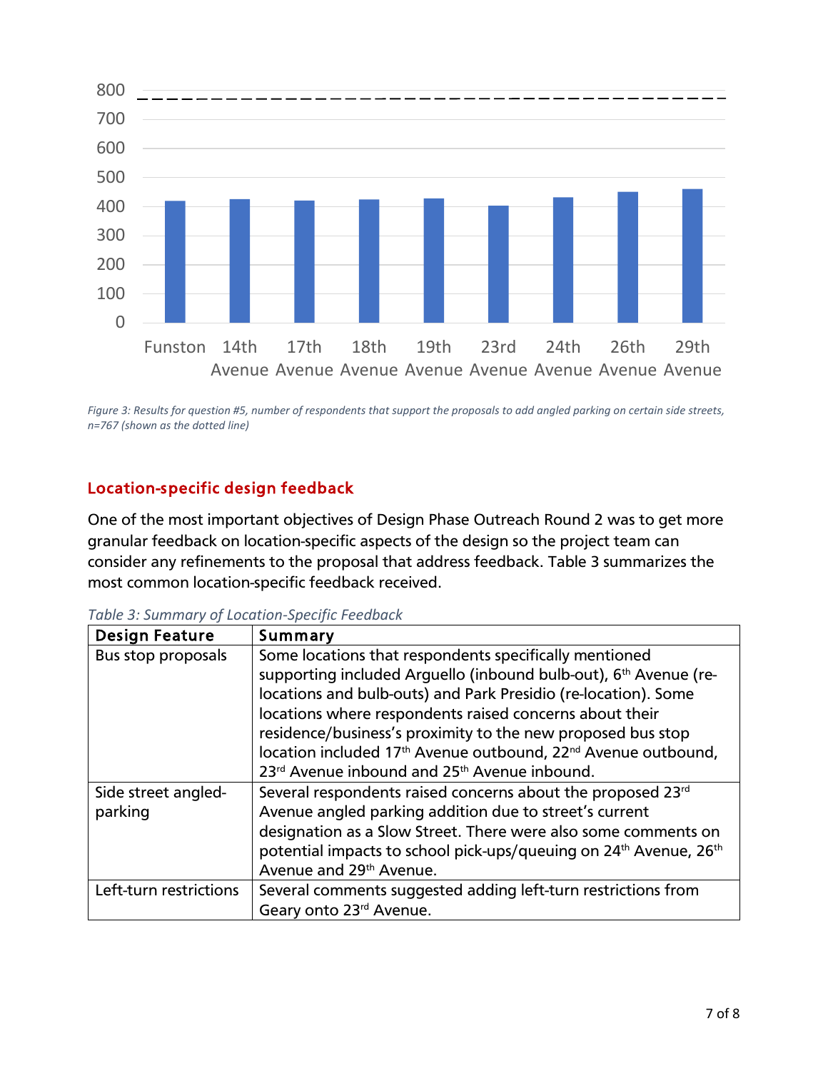*Figure 3: Results for question #5, number of respondents that support the proposals to add angled parking on certain side streets, n=767 (shown as the dotted line)*

## Location-specific design feedback

One of the most important objectives of Design Phase Outreach Round 2 was to get more granular feedback on location-specific aspects of the design so the project team can consider any refinements to the proposal that address feedback. Table 3 summarizes the most common location-specific feedback received.

*Table 3: Summary of Location-Specific Feedback*

| Design Feature | Summary |
| --- | --- |
| Bus stop proposals | Some locations that respondents specifically mentioned supporting included Arguello (inbound bulb-out), 6th Avenue (re-locations and bulb-outs) and Park Presidio (re-location). Some locations where respondents raised concerns about their residence/business's proximity to the new proposed bus stop location included 17th Avenue outbound, 22nd Avenue outbound, 23rd Avenue inbound and 25th Avenue inbound. |
| Side street angled-parking | Several respondents raised concerns about the proposed 23rd Avenue angled parking addition due to street's current designation as a Slow Street. There were also some comments on potential impacts to school pick-ups/queuing on 24th Avenue, 26th Avenue and 29th Avenue. |
| Left-turn restrictions | Several comments suggested adding left-turn restrictions from Geary onto 23rd Avenue. |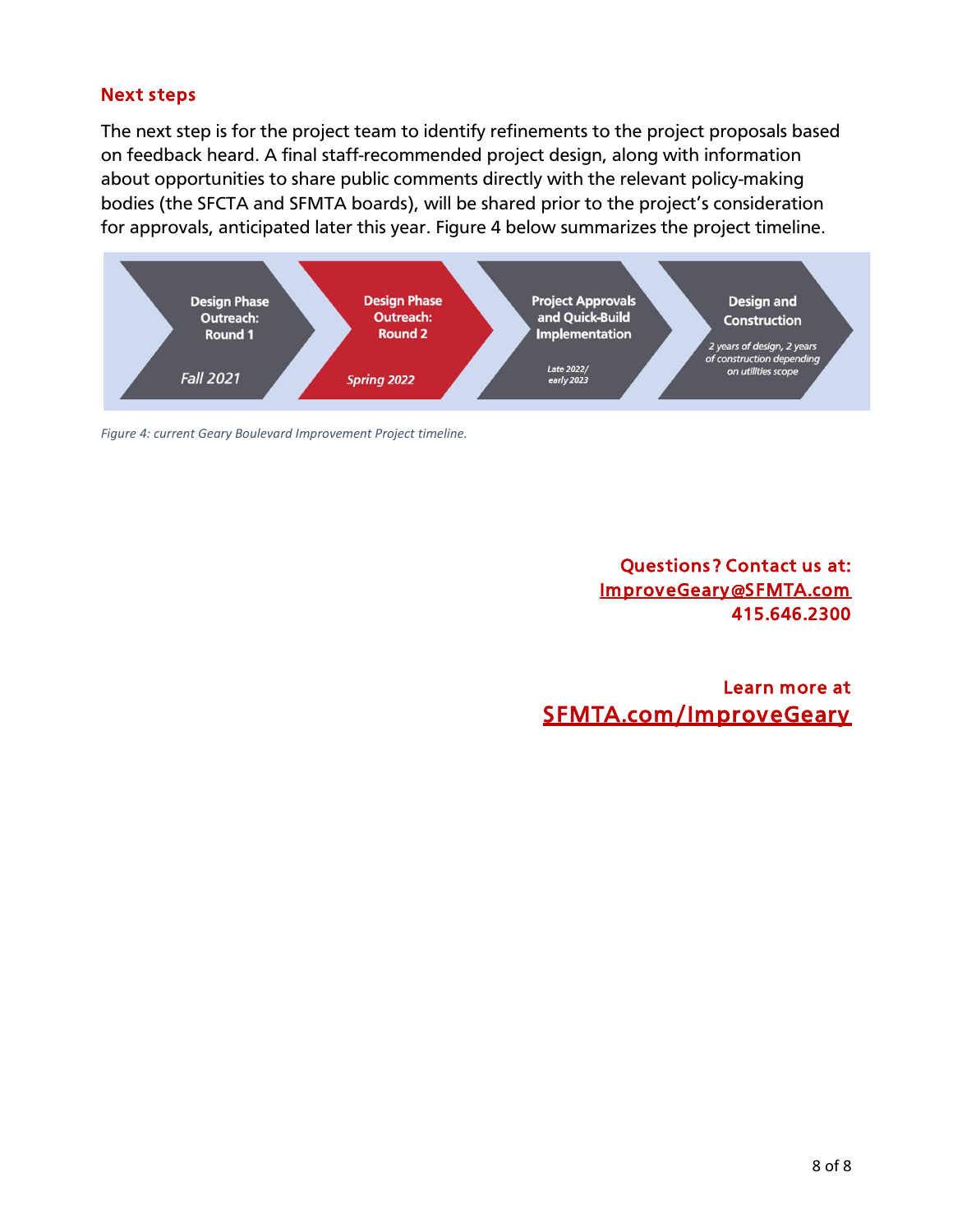## Next steps

The next step is for the project team to identify refinements to the project proposals based on feedback heard. A final staff-recommended project design, along with information about opportunities to share public comments directly with the relevant policy-making bodies (the SFCTA and SFMTA boards), will be shared prior to the project's consideration for approvals, anticipated later this year. Figure 4 below summarizes the project timeline.

Design Phase Outreach: Round 1
Fall 2021

Design Phase Outreach: Round 2
Spring 2022

Project Approvals and Quick-Build Implementation
Late 2022/ early 2023

Design and Construction
2 years of design, 2 years of construction depending on utilities scope

*Figure 4: current Geary Boulevard Improvement Project timeline.*

**Questions? Contact us at:**
**ImproveGeary@SFMTA.com**
**415.646.2300**

**Learn more at**
**SFMTA.com/ImproveGeary**